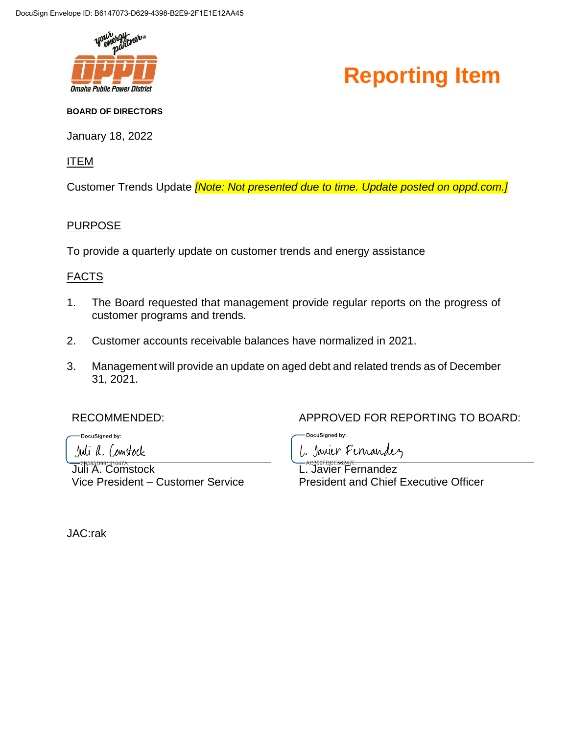DocuSign Envelope ID: B6147073-D629-4398-B2E9-2F1E1E12AA45

Omaha Public Power District

# Reporting Item

**BOARD OF DIRECTORS**

January 18, 2022

ITEM

Customer Trends Update *[Note: Not presented due to time. Update posted on oppd.com.]*

PURPOSE

To provide a quarterly update on customer trends and energy assistance

FACTS

1. The Board requested that management provide regular reports on the progress of customer programs and trends.
2. Customer accounts receivable balances have normalized in 2021.
3. Management will provide an update on aged debt and related trends as of December 31, 2021.

RECOMMENDED:

DocuSigned by:
Juli A. Comstock
2B5B5D99131647A
Juli A. Comstock
Vice President – Customer Service

APPROVED FOR REPORTING TO BOARD:

DocuSigned by:
L. Javier Fernandez
AC399FDCE56247E
L. Javier Fernandez
President and Chief Executive Officer

JAC:rak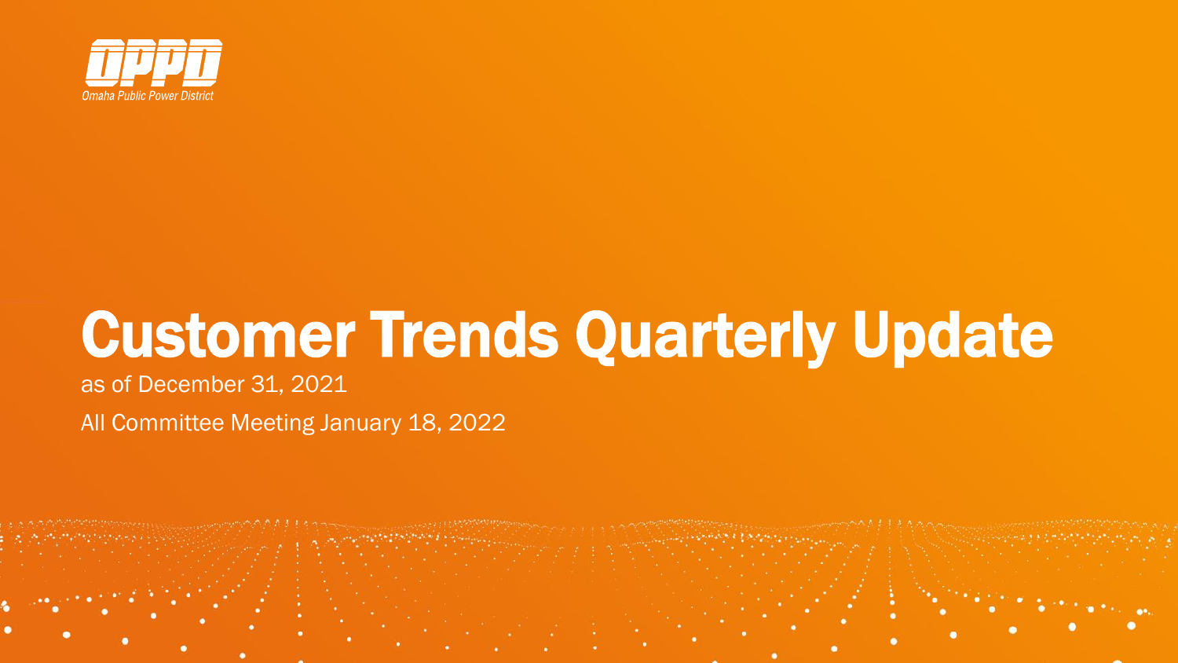# Customer Trends Quarterly Update

as of December 31, 2021

All Committee Meeting January 18, 2022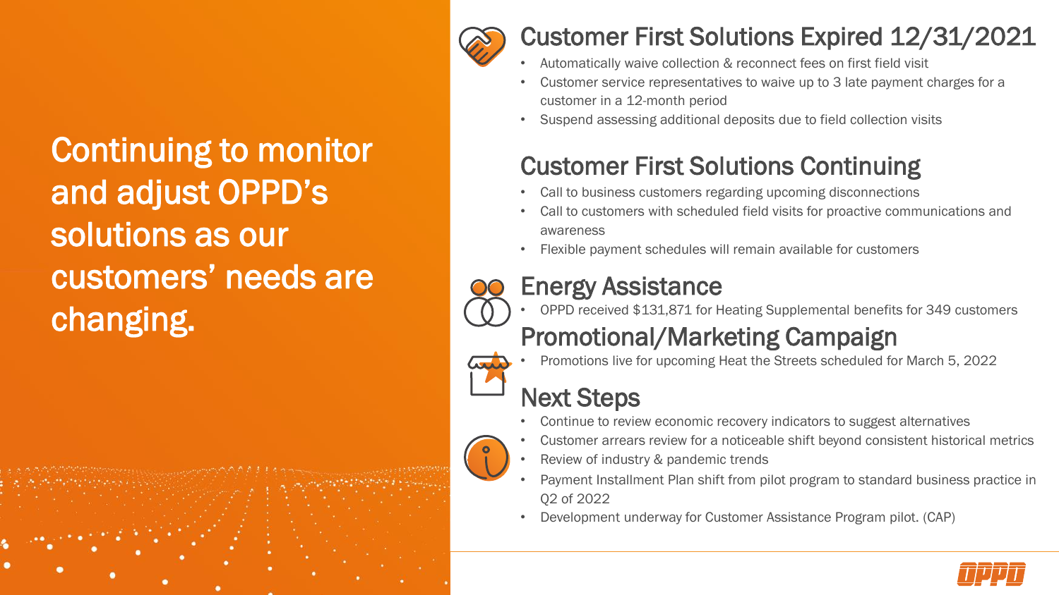Continuing to monitor and adjust OPPD's solutions as our customers' needs are changing.

## Customer First Solutions Expired 12/31/2021

- Automatically waive collection & reconnect fees on first field visit
- Customer service representatives to waive up to 3 late payment charges for a customer in a 12-month period
- Suspend assessing additional deposits due to field collection visits

## Customer First Solutions Continuing

- Call to business customers regarding upcoming disconnections
- Call to customers with scheduled field visits for proactive communications and awareness
- Flexible payment schedules will remain available for customers

## Energy Assistance

- OPPD received $131,871 for Heating Supplemental benefits for 349 customers

## Promotional/Marketing Campaign

- Promotions live for upcoming Heat the Streets scheduled for March 5, 2022

## Next Steps

- Continue to review economic recovery indicators to suggest alternatives
- Customer arrears review for a noticeable shift beyond consistent historical metrics
- Review of industry & pandemic trends
- Payment Installment Plan shift from pilot program to standard business practice in Q2 of 2022
- Development underway for Customer Assistance Program pilot. (CAP)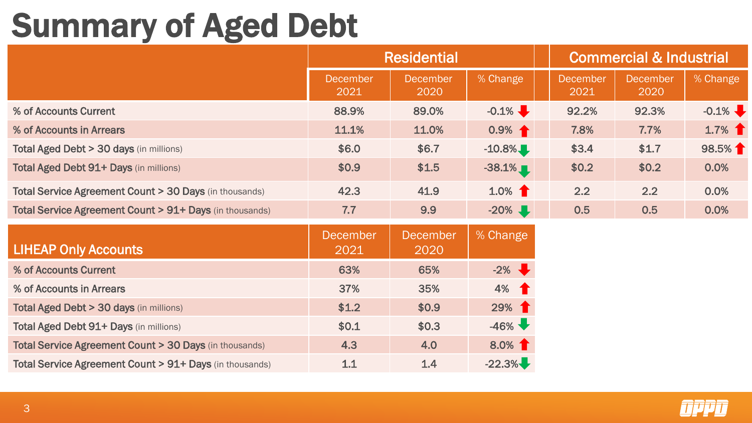# Summary of Aged Debt

| | Residential | | | Commercial & Industrial | | |
|---|---|---|---|---|---|---|
| | December 2021 | December 2020 | % Change | December 2021 | December 2020 | % Change |
| % of Accounts Current | 88.9% | 89.0% | -0.1% | 92.2% | 92.3% | -0.1% |
| % of Accounts in Arrears | 11.1% | 11.0% | 0.9% | 7.8% | 7.7% | 1.7% |
| Total Aged Debt > 30 days (in millions) | $6.0 | $6.7 | -10.8% | $3.4 | $1.7 | 98.5% |
| Total Aged Debt 91+ Days (in millions) | $0.9 | $1.5 | -38.1% | $0.2 | $0.2 | 0.0% |
| Total Service Agreement Count > 30 Days (in thousands) | 42.3 | 41.9 | 1.0% | 2.2 | 2.2 | 0.0% |
| Total Service Agreement Count > 91+ Days (in thousands) | 7.7 | 9.9 | -20% | 0.5 | 0.5 | 0.0% |

| LIHEAP Only Accounts | December 2021 | December 2020 | % Change |
|---|---|---|---|
| % of Accounts Current | 63% | 65% | -2% |
| % of Accounts in Arrears | 37% | 35% | 4% |
| Total Aged Debt > 30 days (in millions) | $1.2 | $0.9 | 29% |
| Total Aged Debt 91+ Days (in millions) | $0.1 | $0.3 | -46% |
| Total Service Agreement Count > 30 Days (in thousands) | 4.3 | 4.0 | 8.0% |
| Total Service Agreement Count > 91+ Days (in thousands) | 1.1 | 1.4 | -22.3% |

OPPD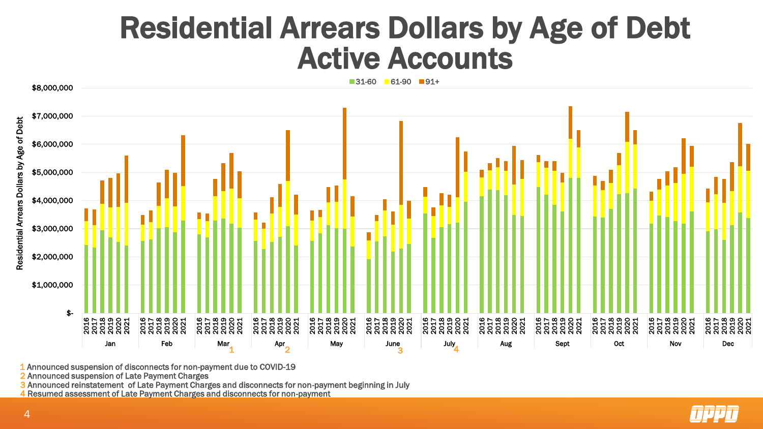# Residential Arrears Dollars by Age of Debt Active Accounts

31-60 61-90 91+

$8,000,000
$7,000,000
$6,000,000
$5,000,000
$4,000,000
$3,000,000
$2,000,000
$1,000,000
$-

Residential Arrears Dollars by Age of Debt

2016 2017 2018 2019 2020 2021

Jan Feb Mar 1 Apr 2 May June 3 July 4 Aug Sept Oct Nov Dec

1 Announced suspension of disconnects for non-payment due to COVID-19
2 Announced suspension of Late Payment Charges
3 Announced reinstatement of Late Payment Charges and disconnects for non-payment beginning in July
4 Resumed assessment of Late Payment Charges and disconnects for non-payment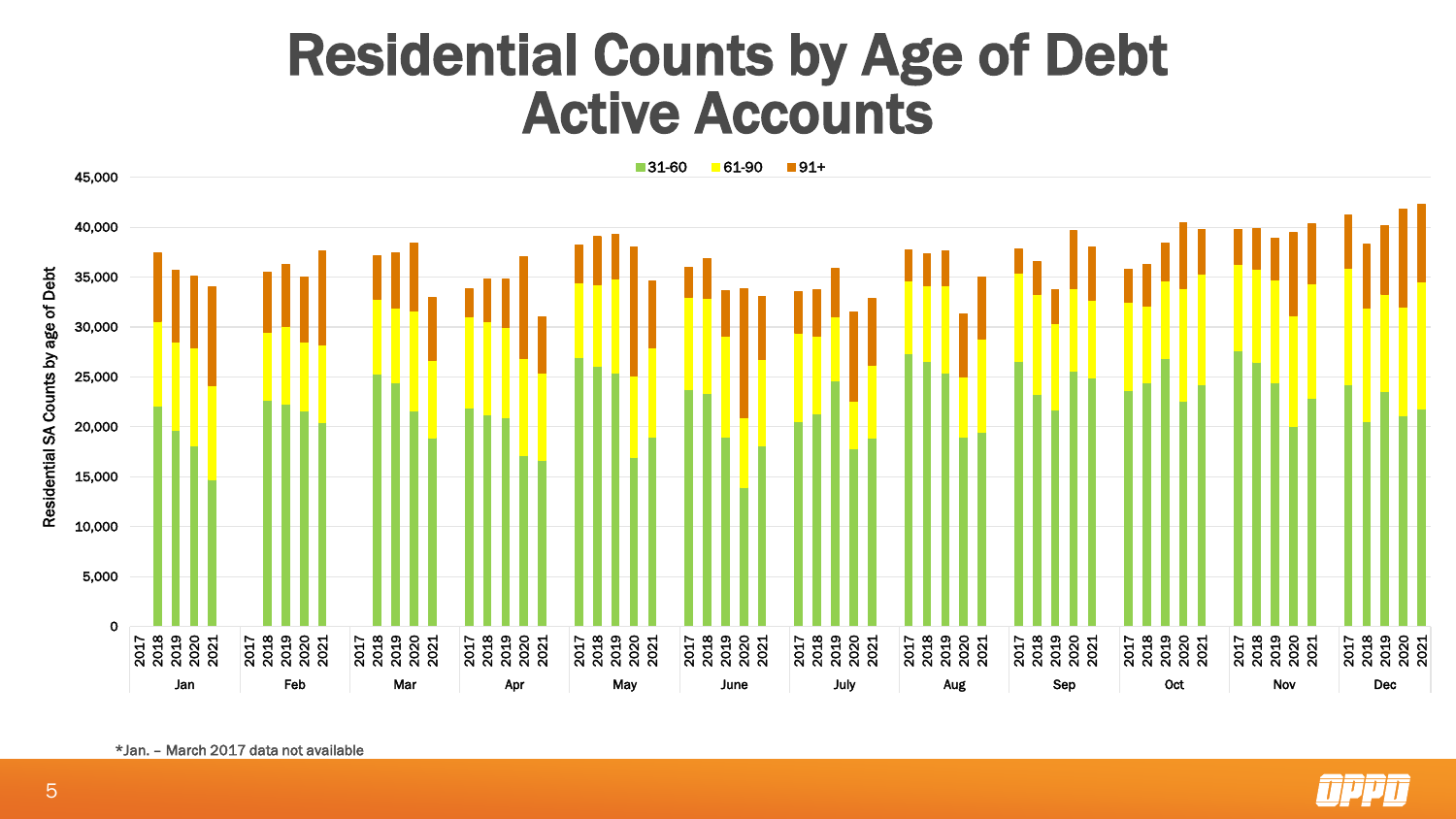# Residential Counts by Age of Debt
# Active Accounts

31-60 61-90 91+

Residential SA Counts by age of Debt

45,000
40,000
35,000
30,000
25,000
20,000
15,000
10,000
5,000
0

2017 2018 2019 2020 2021

Jan Feb Mar Apr May June July Aug Sep Oct Nov Dec

*Jan. – March 2017 data not available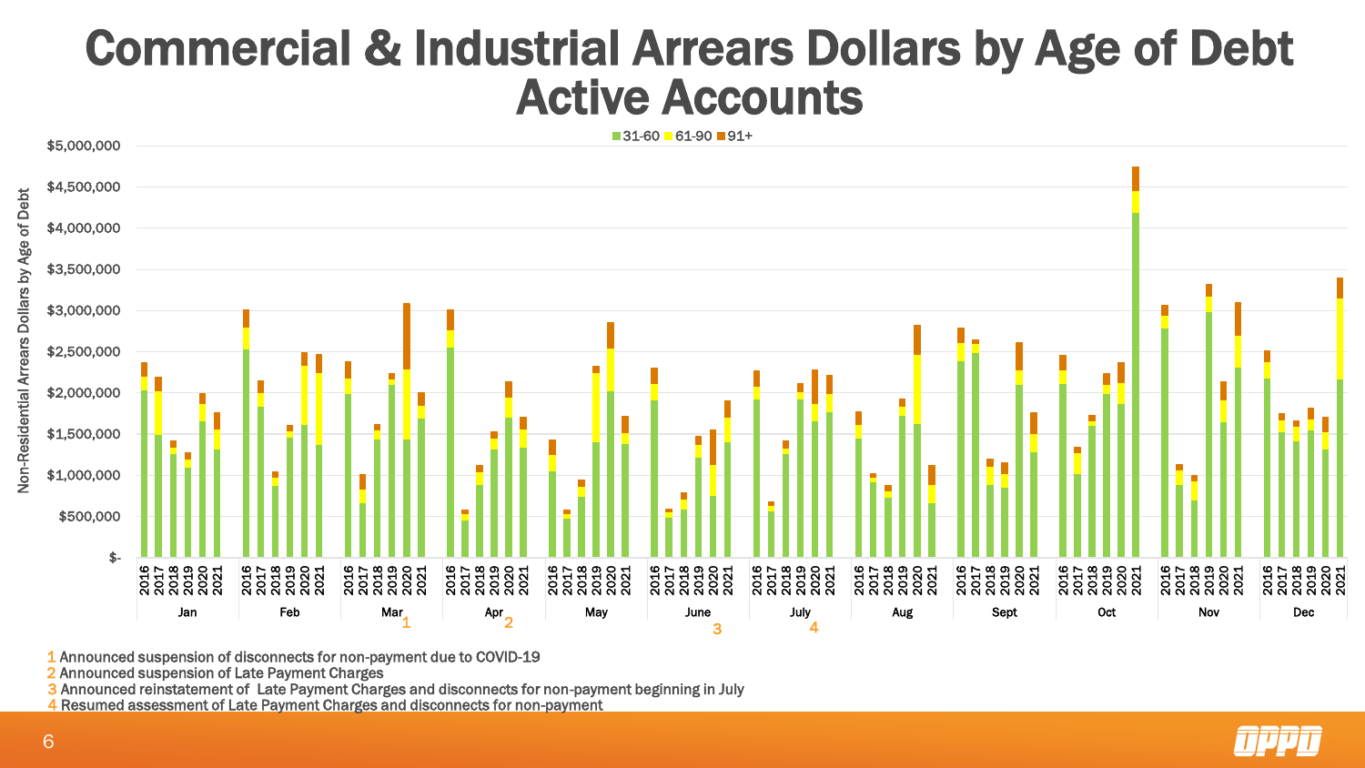# Commercial & Industrial Arrears Dollars by Age of Debt Active Accounts

31-60 | 61-90 | 91+

Non-Residential Arrears Dollars by Age of Debt

$5,000,000
$4,500,000
$4,000,000
$3,500,000
$3,000,000
$2,500,000
$2,000,000
$1,500,000
$1,000,000
$500,000
$-

2016 2017 2018 2019 2020 2021

Jan | Feb | Mar 1 | Apr 2 | May | June 3 | July 4 | Aug | Sept | Oct | Nov | Dec

1 Announced suspension of disconnects for non-payment due to COVID-19
2 Announced suspension of Late Payment Charges
3 Announced reinstatement of Late Payment Charges and disconnects for non-payment beginning in July
4 Resumed assessment of Late Payment Charges and disconnects for non-payment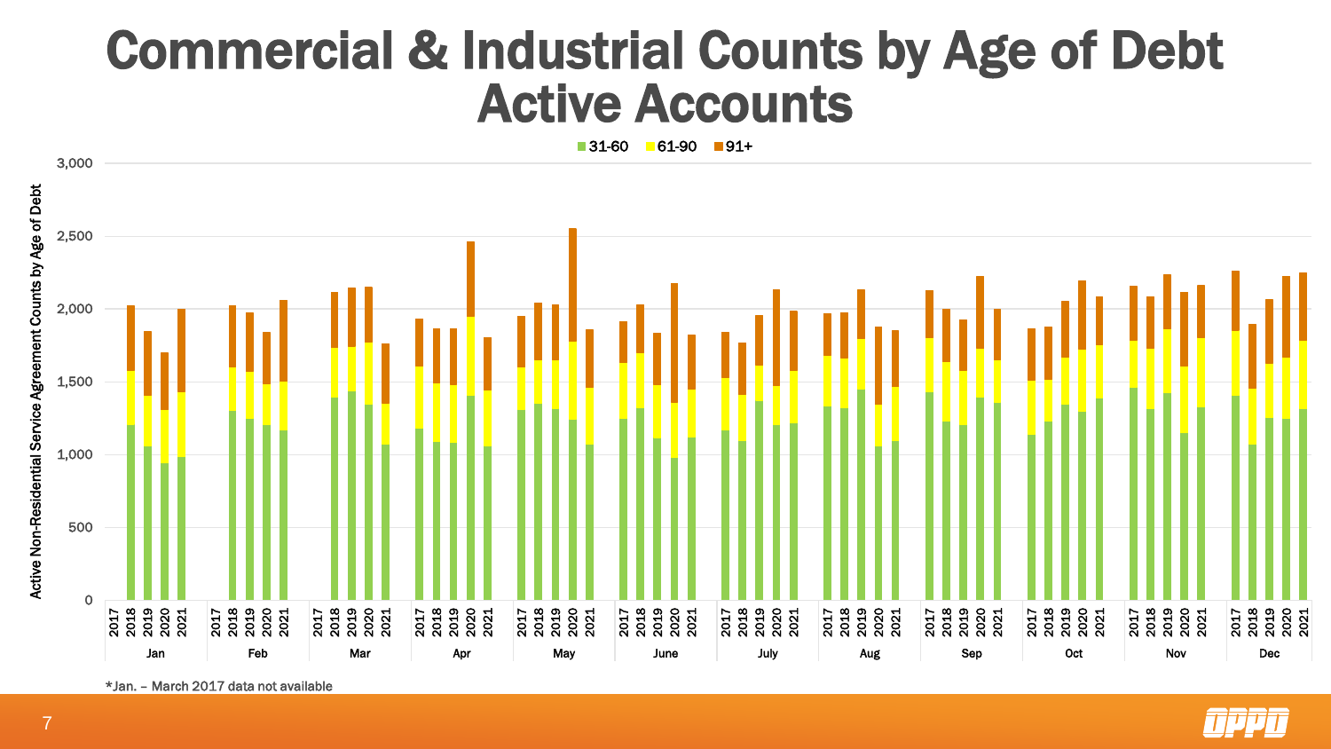# Commercial & Industrial Counts by Age of Debt Active Accounts

31-60 61-90 91+

3,000
2,500
2,000
1,500
1,000
500
0

Active Non-Residential Service Agreement Counts by Age of Debt

2017 2018 2019 2020 2021

Jan Feb Mar Apr May June July Aug Sep Oct Nov Dec

*Jan. – March 2017 data not available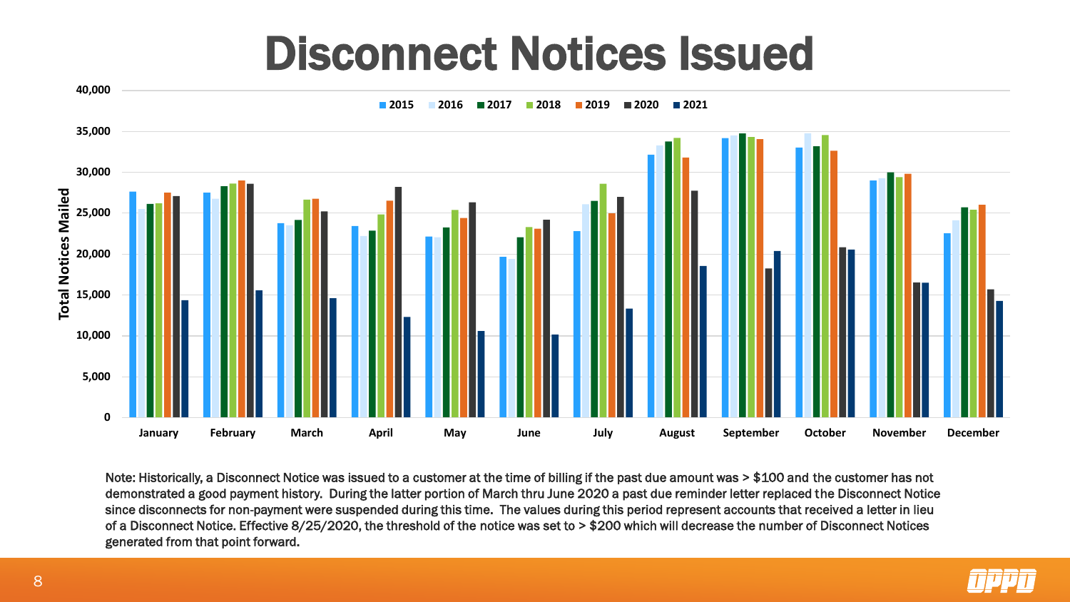# Disconnect Notices Issued

2015 2016 2017 2018 2019 2020 2021

Total Notices Mailed

40,000
35,000
30,000
25,000
20,000
15,000
10,000
5,000
0

January February March April May June July August September October November December

Note: Historically, a Disconnect Notice was issued to a customer at the time of billing if the past due amount was > $100 and the customer has not demonstrated a good payment history. During the latter portion of March thru June 2020 a past due reminder letter replaced the Disconnect Notice since disconnects for non-payment were suspended during this time. The values during this period represent accounts that received a letter in lieu of a Disconnect Notice. Effective 8/25/2020, the threshold of the notice was set to > $200 which will decrease the number of Disconnect Notices generated from that point forward.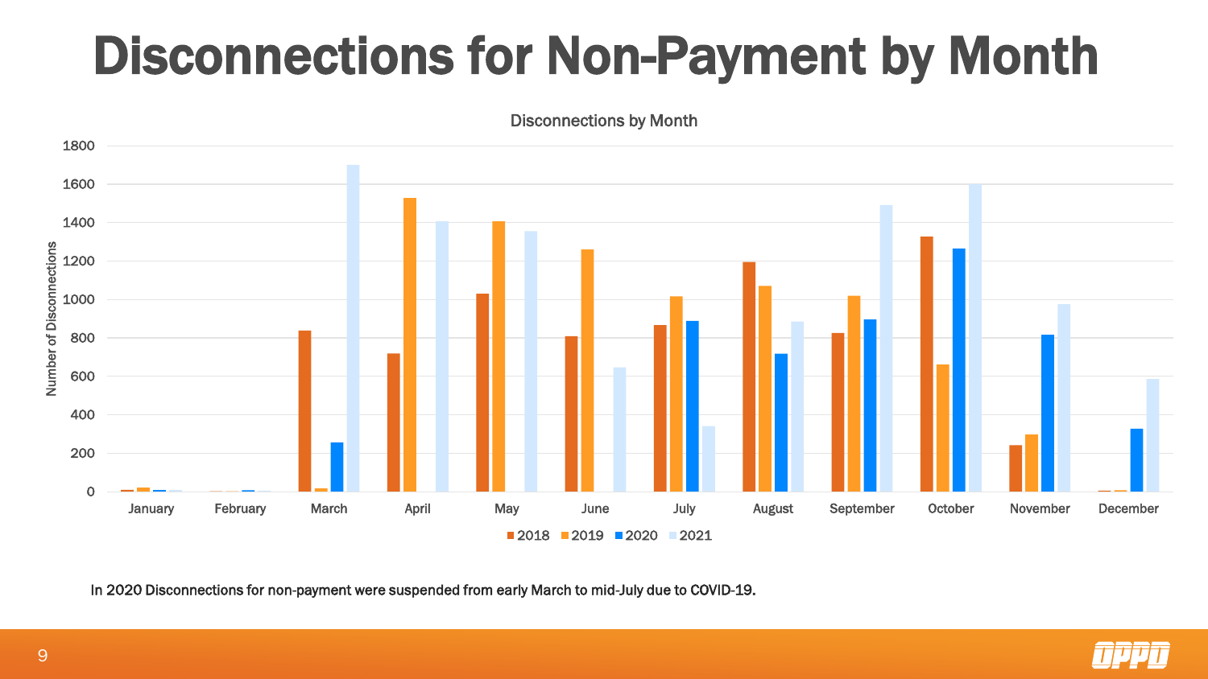# Disconnections for Non-Payment by Month

Disconnections by Month

Number of Disconnections

1800
1600
1400
1200
1000
800
600
400
200
0

January February March April May June July August September October November December

2018 2019 2020 2021

In 2020 Disconnections for non-payment were suspended from early March to mid-July due to COVID-19.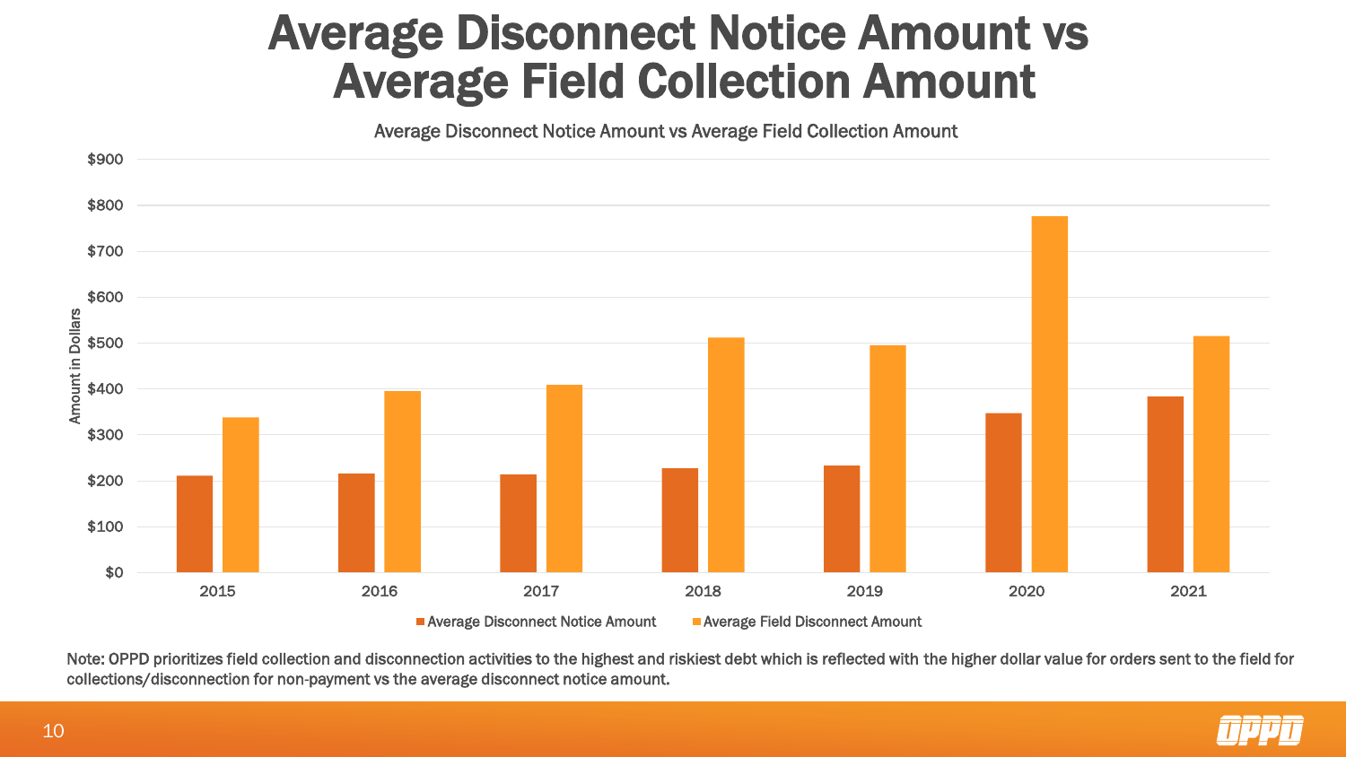# Average Disconnect Notice Amount vs Average Field Collection Amount

Average Disconnect Notice Amount vs Average Field Collection Amount

Amount in Dollars

$900
$800
$700
$600
$500
$400
$300
$200
$100
$0

2015 2016 2017 2018 2019 2020 2021

Average Disconnect Notice Amount | Average Field Disconnect Amount

Note: OPPD prioritizes field collection and disconnection activities to the highest and riskiest debt which is reflected with the higher dollar value for orders sent to the field for collections/disconnection for non-payment vs the average disconnect notice amount.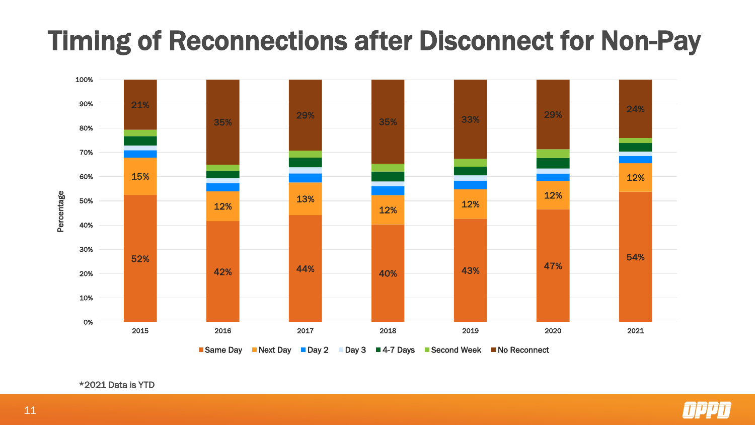# Timing of Reconnections after Disconnect for Non-Pay

Percentage

100%
90%
80%
70%
60%
50%
40%
30%
20%
10%
0%

2015: 52%, 15%, 21%
2016: 42%, 12%, 35%
2017: 44%, 13%, 29%
2018: 40%, 12%, 35%
2019: 43%, 12%, 33%
2020: 47%, 12%, 29%
2021: 54%, 12%, 24%

Same Day | Next Day | Day 2 | Day 3 | 4-7 Days | Second Week | No Reconnect

*2021 Data is YTD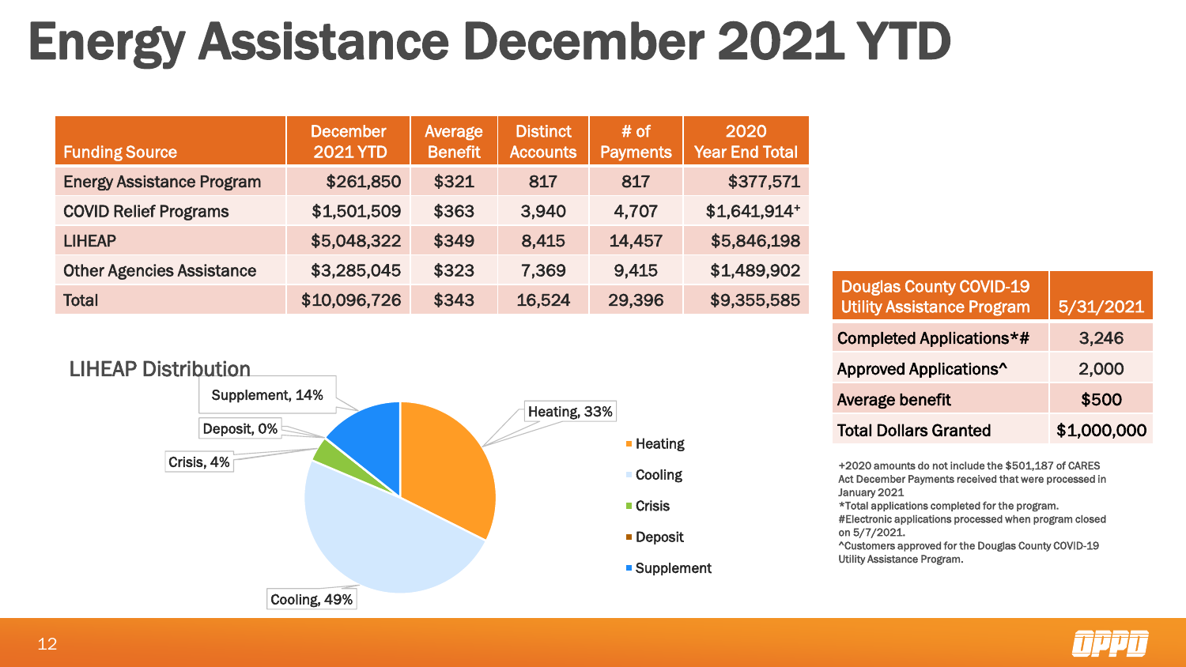# Energy Assistance December 2021 YTD

| Funding Source | December 2021 YTD | Average Benefit | Distinct Accounts | # of Payments | 2020 Year End Total |
|---|---|---|---|---|---|
| Energy Assistance Program | $261,850 | $321 | 817 | 817 | $377,571 |
| COVID Relief Programs | $1,501,509 | $363 | 3,940 | 4,707 | $1,641,914+ |
| LIHEAP | $5,048,322 | $349 | 8,415 | 14,457 | $5,846,198 |
| Other Agencies Assistance | $3,285,045 | $323 | 7,369 | 9,415 | $1,489,902 |
| Total | $10,096,726 | $343 | 16,524 | 29,396 | $9,355,585 |

## LIHEAP Distribution

Supplement, 14%
Deposit, 0%
Crisis, 4%
Heating, 33%
Cooling, 49%

Heating
Cooling
Crisis
Deposit
Supplement

| Douglas County COVID-19 Utility Assistance Program | 5/31/2021 |
|---|---|
| Completed Applications*# | 3,246 |
| Approved Applications^ | 2,000 |
| Average benefit | $500 |
| Total Dollars Granted | $1,000,000 |

+2020 amounts do not include the $501,187 of CARES Act December Payments received that were processed in January 2021

*Total applications completed for the program.

#Electronic applications processed when program closed on 5/7/2021.

^Customers approved for the Douglas County COVID-19 Utility Assistance Program.